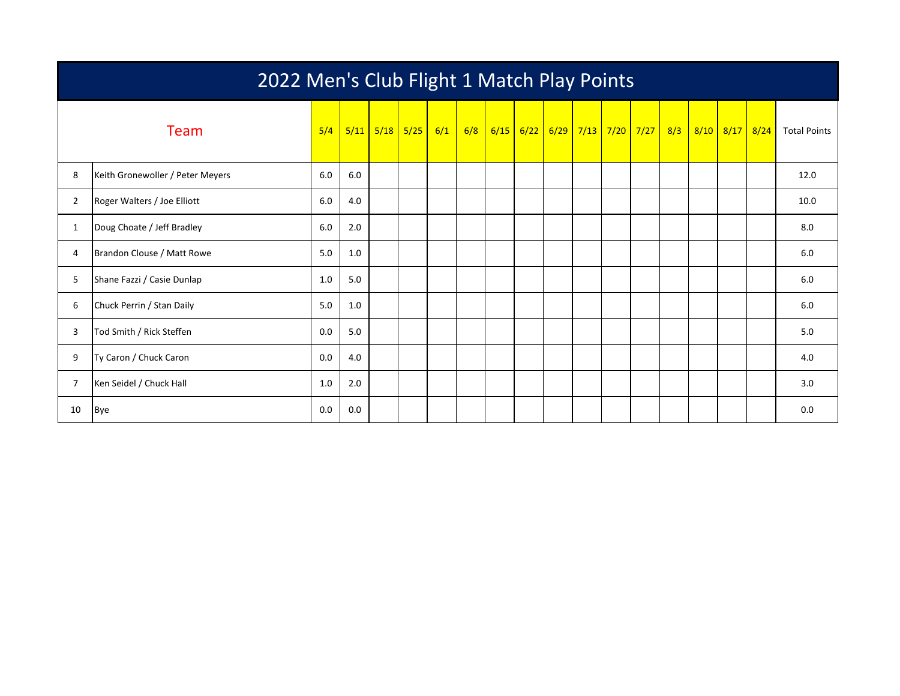# 2022 Men's Club Flight 1 Match Play Points

| | Team | 5/4 | 5/11 | 5/18 | 5/25 | 6/1 | 6/8 | 6/15 | 6/22 | 6/29 | 7/13 | 7/20 | 7/27 | 8/3 | 8/10 | 8/17 | 8/24 | Total Points |
|---|---|---|---|---|---|---|---|---|---|---|---|---|---|---|---|---|---|---|
| 8 | Keith Gronewoller / Peter Meyers | 6.0 | 6.0 | | | | | | | | | | | | | | | 12.0 |
| 2 | Roger Walters / Joe Elliott | 6.0 | 4.0 | | | | | | | | | | | | | | | 10.0 |
| 1 | Doug Choate / Jeff Bradley | 6.0 | 2.0 | | | | | | | | | | | | | | | 8.0 |
| 4 | Brandon Clouse / Matt Rowe | 5.0 | 1.0 | | | | | | | | | | | | | | | 6.0 |
| 5 | Shane Fazzi / Casie Dunlap | 1.0 | 5.0 | | | | | | | | | | | | | | | 6.0 |
| 6 | Chuck Perrin / Stan Daily | 5.0 | 1.0 | | | | | | | | | | | | | | | 6.0 |
| 3 | Tod Smith / Rick Steffen | 0.0 | 5.0 | | | | | | | | | | | | | | | 5.0 |
| 9 | Ty Caron / Chuck Caron | 0.0 | 4.0 | | | | | | | | | | | | | | | 4.0 |
| 7 | Ken Seidel / Chuck Hall | 1.0 | 2.0 | | | | | | | | | | | | | | | 3.0 |
| 10 | Bye | 0.0 | 0.0 | | | | | | | | | | | | | | | 0.0 |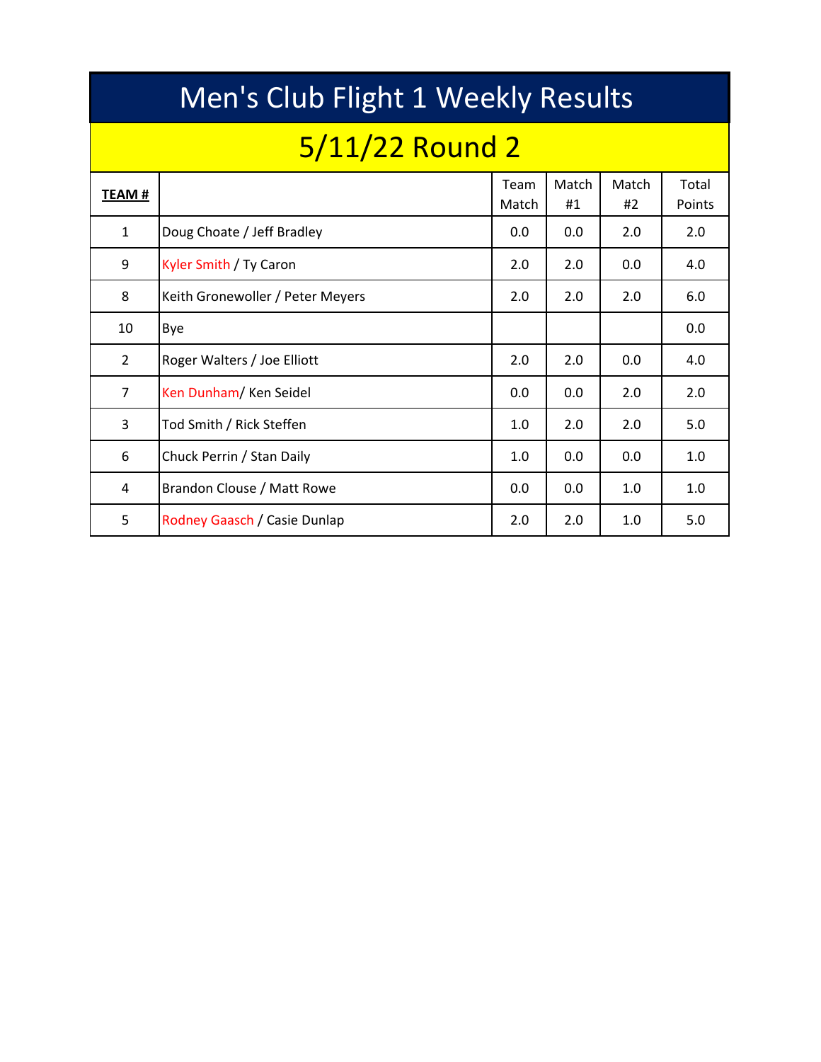# Men's Club Flight 1 Weekly Results

## 5/11/22 Round 2

| **TEAM #** | | Team Match | Match #1 | Match #2 | Total Points |
|---|---|---|---|---|---|
| 1 | Doug Choate / Jeff Bradley | 0.0 | 0.0 | 2.0 | 2.0 |
| 9 | Kyler Smith / Ty Caron | 2.0 | 2.0 | 0.0 | 4.0 |
| 8 | Keith Gronewoller / Peter Meyers | 2.0 | 2.0 | 2.0 | 6.0 |
| 10 | Bye | | | | 0.0 |
| 2 | Roger Walters / Joe Elliott | 2.0 | 2.0 | 0.0 | 4.0 |
| 7 | Ken Dunham/ Ken Seidel | 0.0 | 0.0 | 2.0 | 2.0 |
| 3 | Tod Smith / Rick Steffen | 1.0 | 2.0 | 2.0 | 5.0 |
| 6 | Chuck Perrin / Stan Daily | 1.0 | 0.0 | 0.0 | 1.0 |
| 4 | Brandon Clouse / Matt Rowe | 0.0 | 0.0 | 1.0 | 1.0 |
| 5 | Rodney Gaasch / Casie Dunlap | 2.0 | 2.0 | 1.0 | 5.0 |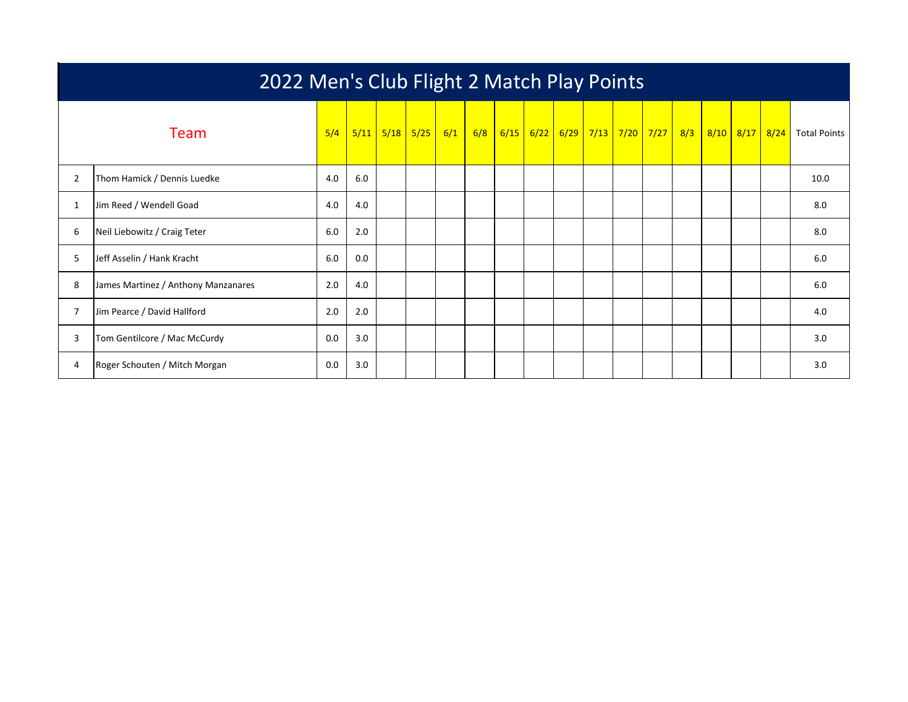# 2022 Men's Club Flight 2 Match Play Points

| Team | | 5/4 | 5/11 | 5/18 | 5/25 | 6/1 | 6/8 | 6/15 | 6/22 | 6/29 | 7/13 | 7/20 | 7/27 | 8/3 | 8/10 | 8/17 | 8/24 | Total Points |
|---|---|---|---|---|---|---|---|---|---|---|---|---|---|---|---|---|---|---|
| 2 | Thom Hamick / Dennis Luedke | 4.0 | 6.0 | | | | | | | | | | | | | | | 10.0 |
| 1 | Jim Reed / Wendell Goad | 4.0 | 4.0 | | | | | | | | | | | | | | | 8.0 |
| 6 | Neil Liebowitz / Craig Teter | 6.0 | 2.0 | | | | | | | | | | | | | | | 8.0 |
| 5 | Jeff Asselin / Hank Kracht | 6.0 | 0.0 | | | | | | | | | | | | | | | 6.0 |
| 8 | James Martinez / Anthony Manzanares | 2.0 | 4.0 | | | | | | | | | | | | | | | 6.0 |
| 7 | Jim Pearce / David Hallford | 2.0 | 2.0 | | | | | | | | | | | | | | | 4.0 |
| 3 | Tom Gentilcore / Mac McCurdy | 0.0 | 3.0 | | | | | | | | | | | | | | | 3.0 |
| 4 | Roger Schouten / Mitch Morgan | 0.0 | 3.0 | | | | | | | | | | | | | | | 3.0 |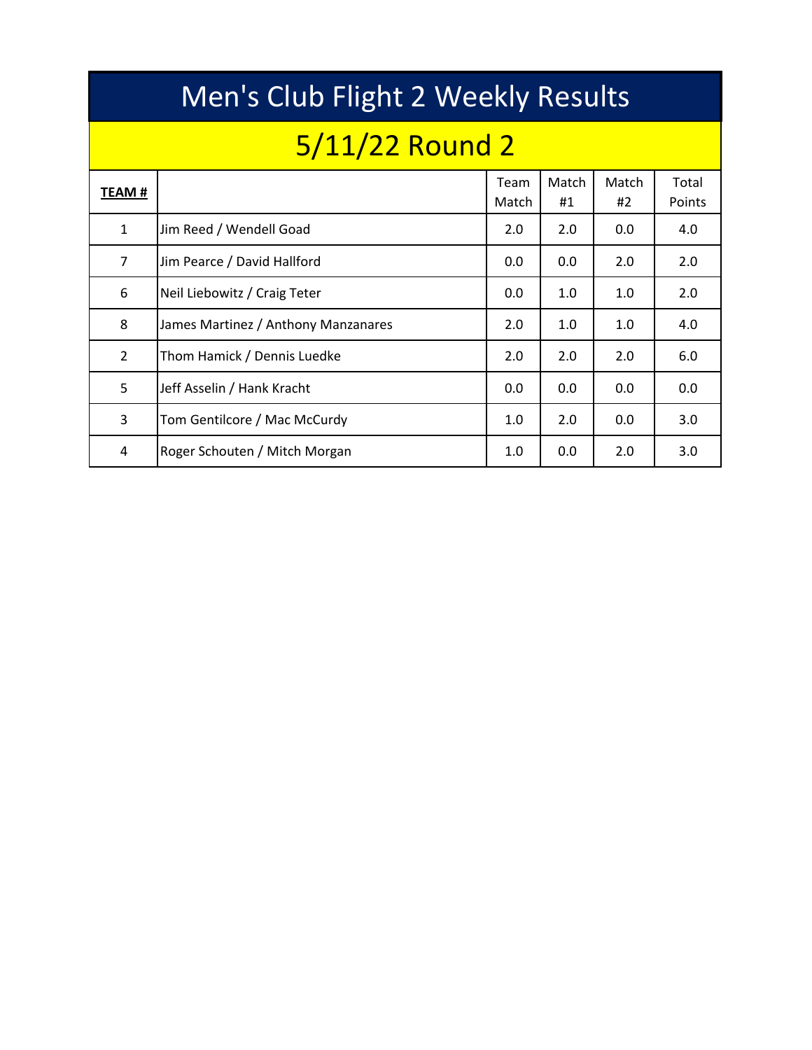# Men's Club Flight 2 Weekly Results

## 5/11/22 Round 2

| **TEAM #** | | Team Match | Match #1 | Match #2 | Total Points |
|---|---|---|---|---|---|
| 1 | Jim Reed / Wendell Goad | 2.0 | 2.0 | 0.0 | 4.0 |
| 7 | Jim Pearce / David Hallford | 0.0 | 0.0 | 2.0 | 2.0 |
| 6 | Neil Liebowitz / Craig Teter | 0.0 | 1.0 | 1.0 | 2.0 |
| 8 | James Martinez / Anthony Manzanares | 2.0 | 1.0 | 1.0 | 4.0 |
| 2 | Thom Hamick / Dennis Luedke | 2.0 | 2.0 | 2.0 | 6.0 |
| 5 | Jeff Asselin / Hank Kracht | 0.0 | 0.0 | 0.0 | 0.0 |
| 3 | Tom Gentilcore / Mac McCurdy | 1.0 | 2.0 | 0.0 | 3.0 |
| 4 | Roger Schouten / Mitch Morgan | 1.0 | 0.0 | 2.0 | 3.0 |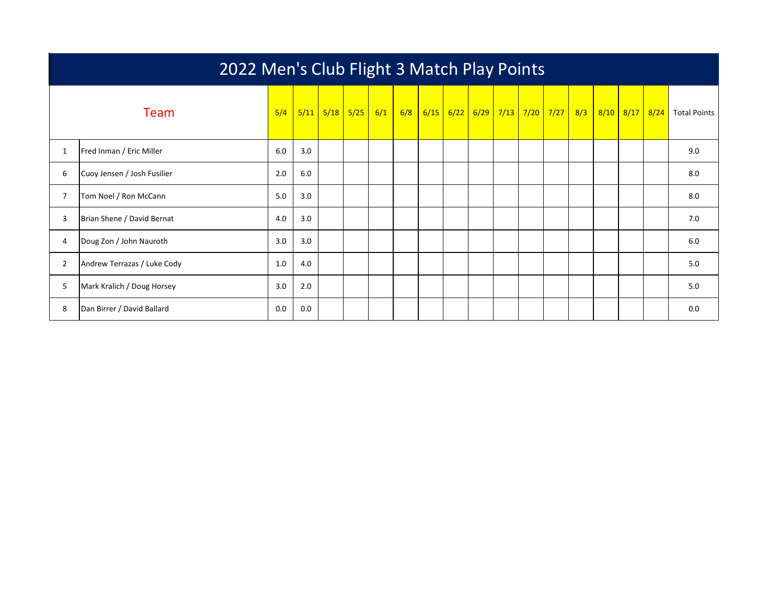# 2022 Men's Club Flight 3 Match Play Points

| | Team | 5/4 | 5/11 | 5/18 | 5/25 | 6/1 | 6/8 | 6/15 | 6/22 | 6/29 | 7/13 | 7/20 | 7/27 | 8/3 | 8/10 | 8/17 | 8/24 | Total Points |
|---|---|---|---|---|---|---|---|---|---|---|---|---|---|---|---|---|---|---|
| 1 | Fred Inman / Eric Miller | 6.0 | 3.0 | | | | | | | | | | | | | | | 9.0 |
| 6 | Cuoy Jensen / Josh Fusilier | 2.0 | 6.0 | | | | | | | | | | | | | | | 8.0 |
| 7 | Tom Noel / Ron McCann | 5.0 | 3.0 | | | | | | | | | | | | | | | 8.0 |
| 3 | Brian Shene / David Bernat | 4.0 | 3.0 | | | | | | | | | | | | | | | 7.0 |
| 4 | Doug Zon / John Nauroth | 3.0 | 3.0 | | | | | | | | | | | | | | | 6.0 |
| 2 | Andrew Terrazas / Luke Cody | 1.0 | 4.0 | | | | | | | | | | | | | | | 5.0 |
| 5 | Mark Kralich / Doug Horsey | 3.0 | 2.0 | | | | | | | | | | | | | | | 5.0 |
| 8 | Dan Birrer / David Ballard | 0.0 | 0.0 | | | | | | | | | | | | | | | 0.0 |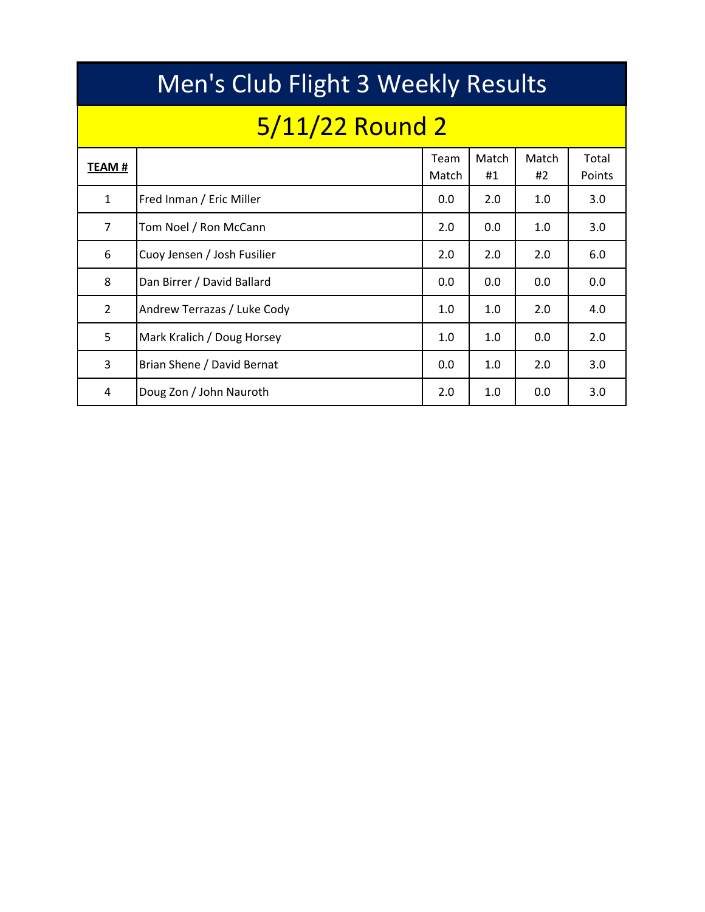# Men's Club Flight 3 Weekly Results

## 5/11/22 Round 2

| TEAM # | | Team Match | Match #1 | Match #2 | Total Points |
|---|---|---|---|---|---|
| 1 | Fred Inman / Eric Miller | 0.0 | 2.0 | 1.0 | 3.0 |
| 7 | Tom Noel / Ron McCann | 2.0 | 0.0 | 1.0 | 3.0 |
| 6 | Cuoy Jensen / Josh Fusilier | 2.0 | 2.0 | 2.0 | 6.0 |
| 8 | Dan Birrer / David Ballard | 0.0 | 0.0 | 0.0 | 0.0 |
| 2 | Andrew Terrazas / Luke Cody | 1.0 | 1.0 | 2.0 | 4.0 |
| 5 | Mark Kralich / Doug Horsey | 1.0 | 1.0 | 0.0 | 2.0 |
| 3 | Brian Shene / David Bernat | 0.0 | 1.0 | 2.0 | 3.0 |
| 4 | Doug Zon / John Nauroth | 2.0 | 1.0 | 0.0 | 3.0 |